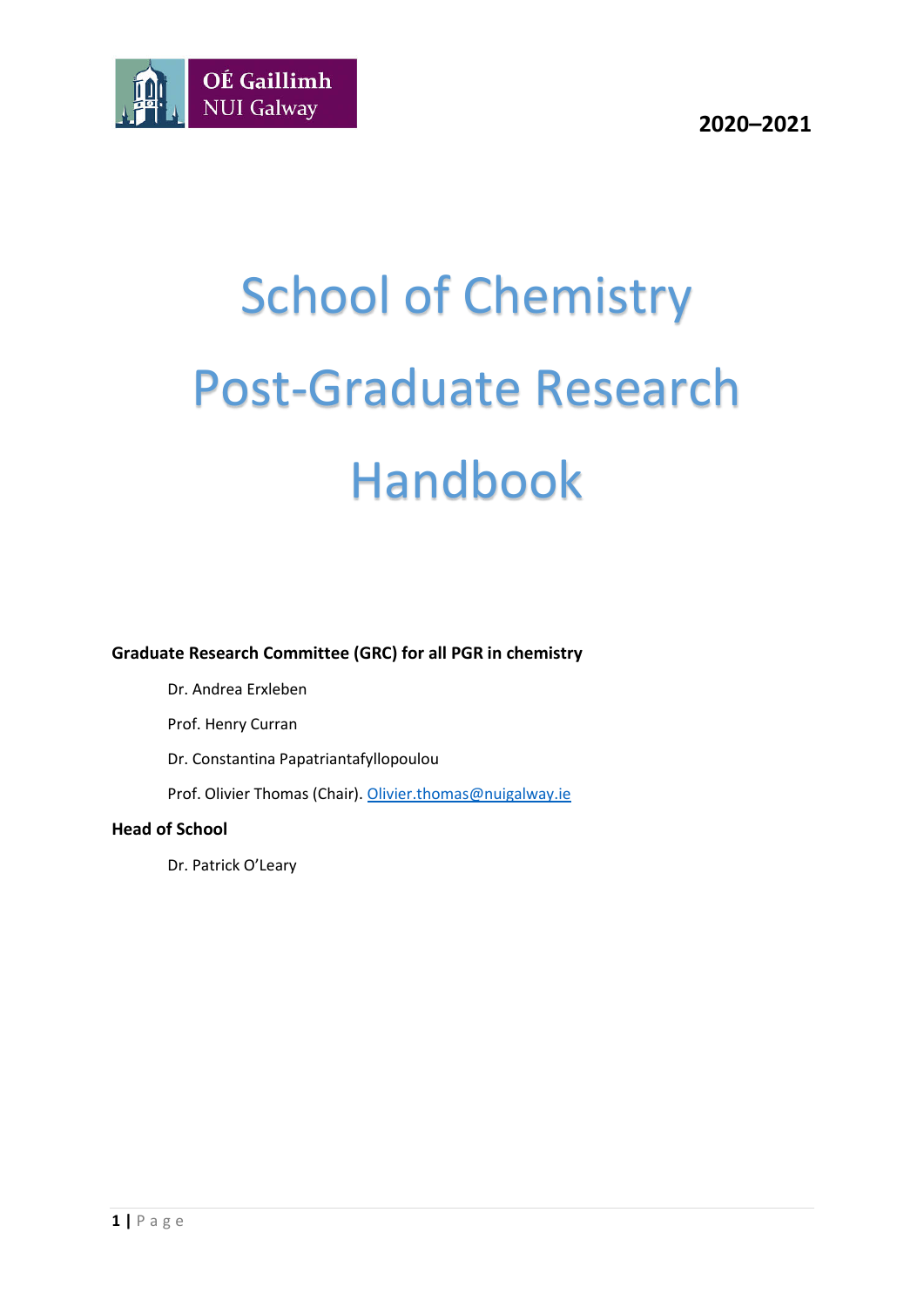OÉ Gaillimh
NUI Galway

2020–2021

# School of Chemistry Post-Graduate Research Handbook

**Graduate Research Committee (GRC) for all PGR in chemistry**

Dr. Andrea Erxleben

Prof. Henry Curran

Dr. Constantina Papatriantafyllopoulou

Prof. Olivier Thomas (Chair). Olivier.thomas@nuigalway.ie

**Head of School**

Dr. Patrick O'Leary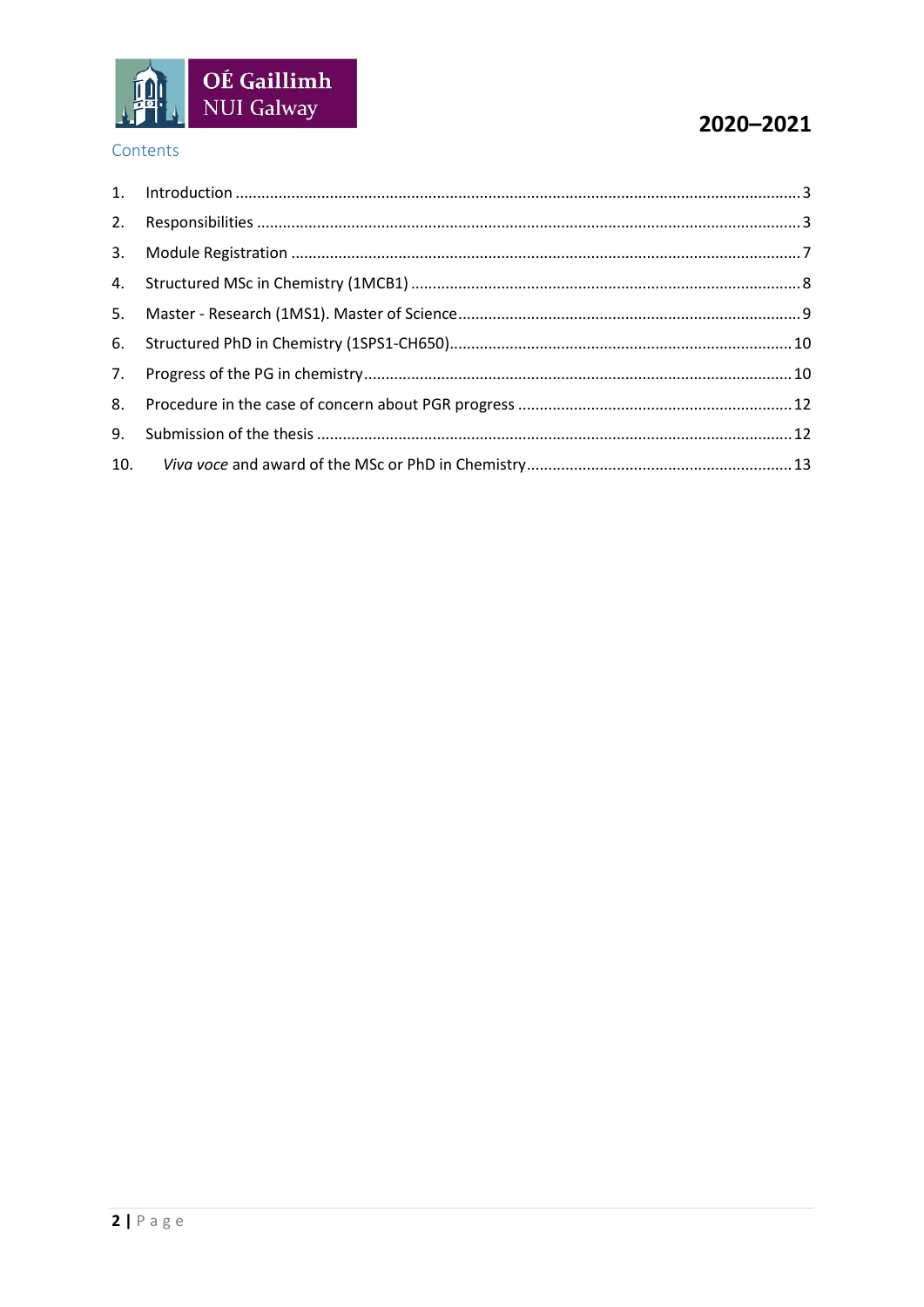2020–2021

## Contents

1. Introduction ....................................................................................................................................... 3
2. Responsibilities .................................................................................................................................. 3
3. Module Registration ........................................................................................................................... 7
4. Structured MSc in Chemistry (1MCB1) ............................................................................................ 8
5. Master - Research (1MS1). Master of Science .................................................................................. 9
6. Structured PhD in Chemistry (1SPS1-CH650) ................................................................................. 10
7. Progress of the PG in chemistry ...................................................................................................... 10
8. Procedure in the case of concern about PGR progress .................................................................. 12
9. Submission of the thesis ................................................................................................................. 12
10. *Viva voce* and award of the MSc or PhD in Chemistry .................................................................. 13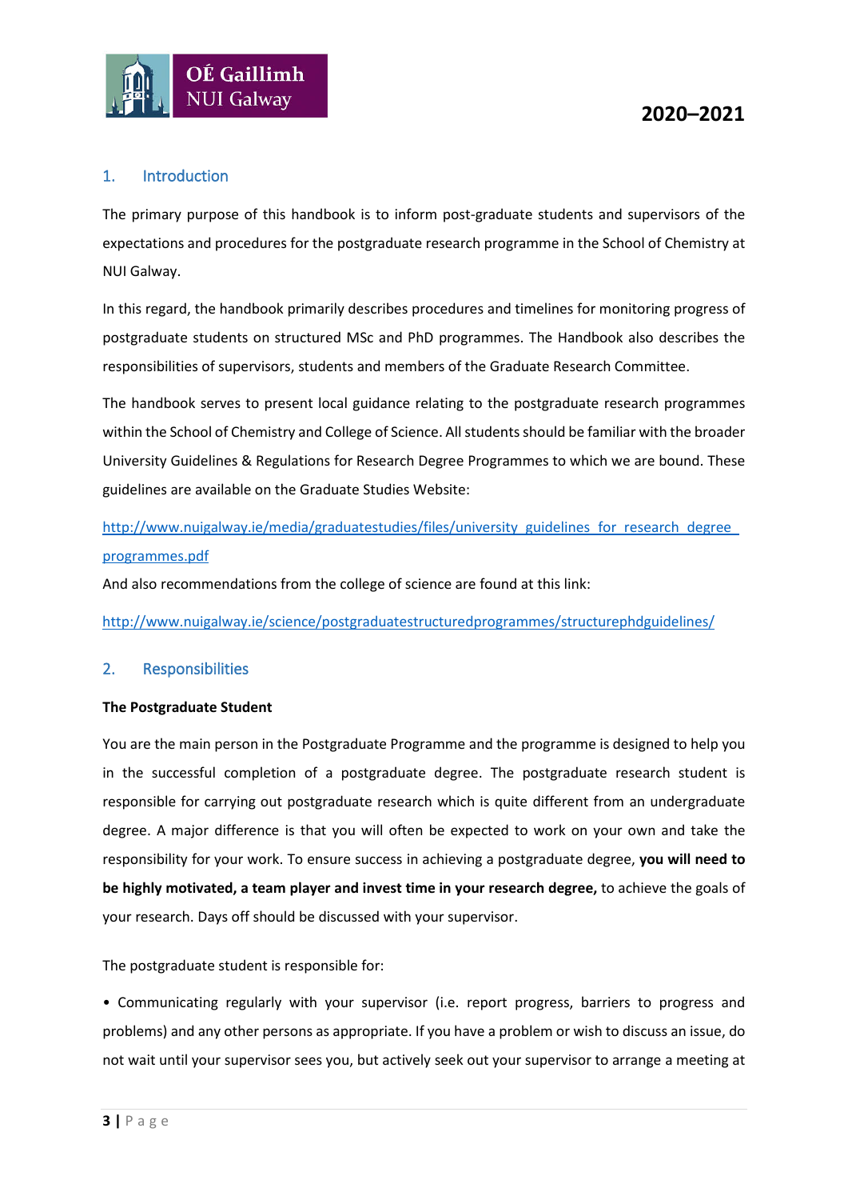## 1. Introduction

The primary purpose of this handbook is to inform post-graduate students and supervisors of the expectations and procedures for the postgraduate research programme in the School of Chemistry at NUI Galway.

In this regard, the handbook primarily describes procedures and timelines for monitoring progress of postgraduate students on structured MSc and PhD programmes. The Handbook also describes the responsibilities of supervisors, students and members of the Graduate Research Committee.

The handbook serves to present local guidance relating to the postgraduate research programmes within the School of Chemistry and College of Science. All students should be familiar with the broader University Guidelines & Regulations for Research Degree Programmes to which we are bound. These guidelines are available on the Graduate Studies Website:

http://www.nuigalway.ie/media/graduatestudies/files/university_guidelines_for_research_degree_programmes.pdf

And also recommendations from the college of science are found at this link:

http://www.nuigalway.ie/science/postgraduatestructuredprogrammes/structurephdguidelines/

## 2. Responsibilities

**The Postgraduate Student**

You are the main person in the Postgraduate Programme and the programme is designed to help you in the successful completion of a postgraduate degree. The postgraduate research student is responsible for carrying out postgraduate research which is quite different from an undergraduate degree. A major difference is that you will often be expected to work on your own and take the responsibility for your work. To ensure success in achieving a postgraduate degree, **you will need to be highly motivated, a team player and invest time in your research degree,** to achieve the goals of your research. Days off should be discussed with your supervisor.

The postgraduate student is responsible for:

• Communicating regularly with your supervisor (i.e. report progress, barriers to progress and problems) and any other persons as appropriate. If you have a problem or wish to discuss an issue, do not wait until your supervisor sees you, but actively seek out your supervisor to arrange a meeting at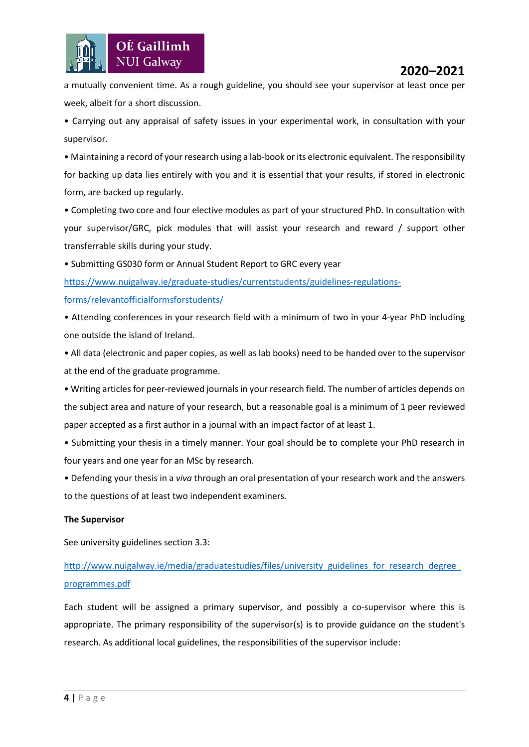a mutually convenient time. As a rough guideline, you should see your supervisor at least once per week, albeit for a short discussion.

• Carrying out any appraisal of safety issues in your experimental work, in consultation with your supervisor.

• Maintaining a record of your research using a lab-book or its electronic equivalent. The responsibility for backing up data lies entirely with you and it is essential that your results, if stored in electronic form, are backed up regularly.

• Completing two core and four elective modules as part of your structured PhD. In consultation with your supervisor/GRC, pick modules that will assist your research and reward / support other transferrable skills during your study.

• Submitting GS030 form or Annual Student Report to GRC every year [https://www.nuigalway.ie/graduate-studies/currentstudents/guidelines-regulations-forms/relevantofficialformsforstudents/](https://www.nuigalway.ie/graduate-studies/currentstudents/guidelines-regulations-forms/relevantofficialformsforstudents/)

• Attending conferences in your research field with a minimum of two in your 4-year PhD including one outside the island of Ireland.

• All data (electronic and paper copies, as well as lab books) need to be handed over to the supervisor at the end of the graduate programme.

• Writing articles for peer-reviewed journals in your research field. The number of articles depends on the subject area and nature of your research, but a reasonable goal is a minimum of 1 peer reviewed paper accepted as a first author in a journal with an impact factor of at least 1.

• Submitting your thesis in a timely manner. Your goal should be to complete your PhD research in four years and one year for an MSc by research.

• Defending your thesis in a *viva* through an oral presentation of your research work and the answers to the questions of at least two independent examiners.

**The Supervisor**

See university guidelines section 3.3:

[http://www.nuigalway.ie/media/graduatestudies/files/university_guidelines_for_research_degree_programmes.pdf](http://www.nuigalway.ie/media/graduatestudies/files/university_guidelines_for_research_degree_programmes.pdf)

Each student will be assigned a primary supervisor, and possibly a co-supervisor where this is appropriate. The primary responsibility of the supervisor(s) is to provide guidance on the student's research. As additional local guidelines, the responsibilities of the supervisor include: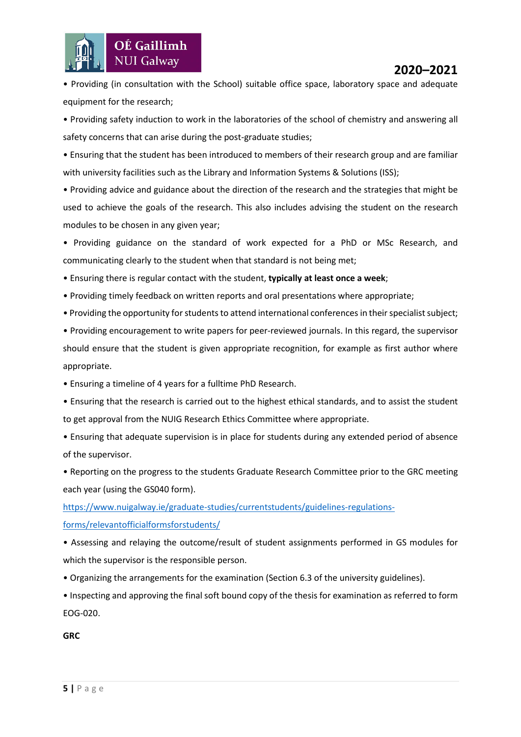• Providing (in consultation with the School) suitable office space, laboratory space and adequate equipment for the research;

• Providing safety induction to work in the laboratories of the school of chemistry and answering all safety concerns that can arise during the post-graduate studies;

• Ensuring that the student has been introduced to members of their research group and are familiar with university facilities such as the Library and Information Systems & Solutions (ISS);

• Providing advice and guidance about the direction of the research and the strategies that might be used to achieve the goals of the research. This also includes advising the student on the research modules to be chosen in any given year;

• Providing guidance on the standard of work expected for a PhD or MSc Research, and communicating clearly to the student when that standard is not being met;

• Ensuring there is regular contact with the student, **typically at least once a week**;

• Providing timely feedback on written reports and oral presentations where appropriate;

• Providing the opportunity for students to attend international conferences in their specialist subject;

• Providing encouragement to write papers for peer-reviewed journals. In this regard, the supervisor should ensure that the student is given appropriate recognition, for example as first author where appropriate.

• Ensuring a timeline of 4 years for a fulltime PhD Research.

• Ensuring that the research is carried out to the highest ethical standards, and to assist the student to get approval from the NUIG Research Ethics Committee where appropriate.

• Ensuring that adequate supervision is in place for students during any extended period of absence of the supervisor.

• Reporting on the progress to the students Graduate Research Committee prior to the GRC meeting each year (using the GS040 form).

https://www.nuigalway.ie/graduate-studies/currentstudents/guidelines-regulations-forms/relevantofficialformsforstudents/

• Assessing and relaying the outcome/result of student assignments performed in GS modules for which the supervisor is the responsible person.

• Organizing the arrangements for the examination (Section 6.3 of the university guidelines).

• Inspecting and approving the final soft bound copy of the thesis for examination as referred to form EOG-020.

**GRC**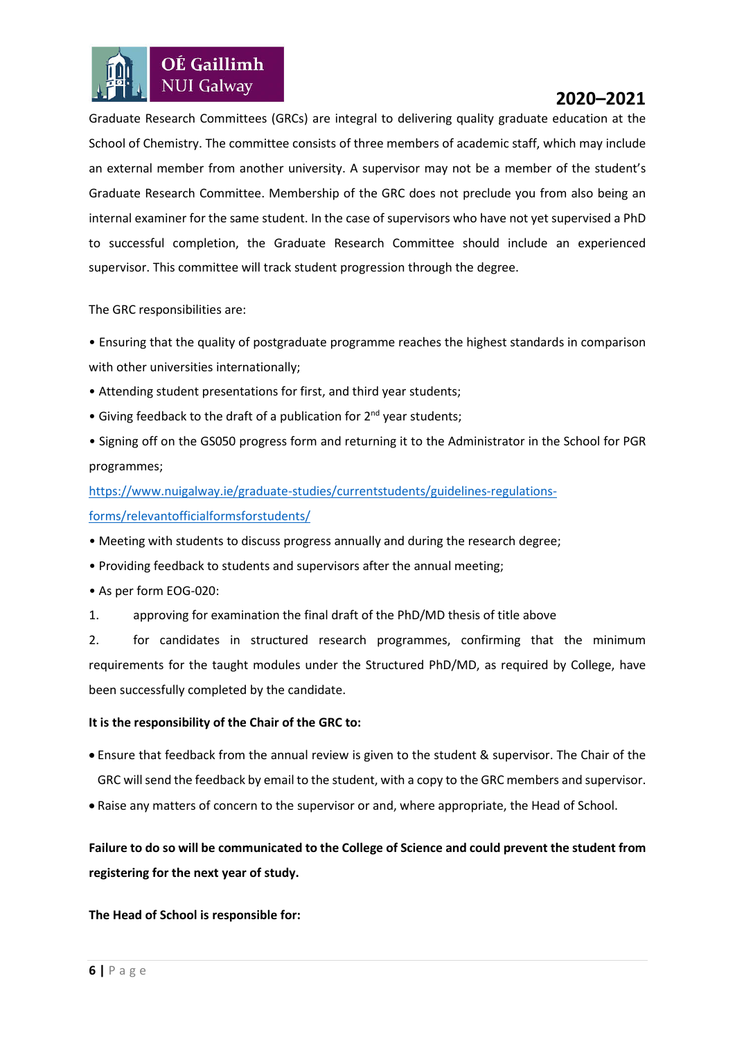Graduate Research Committees (GRCs) are integral to delivering quality graduate education at the School of Chemistry. The committee consists of three members of academic staff, which may include an external member from another university. A supervisor may not be a member of the student's Graduate Research Committee. Membership of the GRC does not preclude you from also being an internal examiner for the same student. In the case of supervisors who have not yet supervised a PhD to successful completion, the Graduate Research Committee should include an experienced supervisor. This committee will track student progression through the degree.

The GRC responsibilities are:

- Ensuring that the quality of postgraduate programme reaches the highest standards in comparison with other universities internationally;
- Attending student presentations for first, and third year students;
- Giving feedback to the draft of a publication for 2nd year students;
- Signing off on the GS050 progress form and returning it to the Administrator in the School for PGR programmes;
  https://www.nuigalway.ie/graduate-studies/currentstudents/guidelines-regulations-forms/relevantofficialformsforstudents/
- Meeting with students to discuss progress annually and during the research degree;
- Providing feedback to students and supervisors after the annual meeting;
- As per form EOG-020:

1. approving for examination the final draft of the PhD/MD thesis of title above
2. for candidates in structured research programmes, confirming that the minimum requirements for the taught modules under the Structured PhD/MD, as required by College, have been successfully completed by the candidate.

**It is the responsibility of the Chair of the GRC to:**

- Ensure that feedback from the annual review is given to the student & supervisor. The Chair of the GRC will send the feedback by email to the student, with a copy to the GRC members and supervisor.
- Raise any matters of concern to the supervisor or and, where appropriate, the Head of School.

**Failure to do so will be communicated to the College of Science and could prevent the student from registering for the next year of study.**

**The Head of School is responsible for:**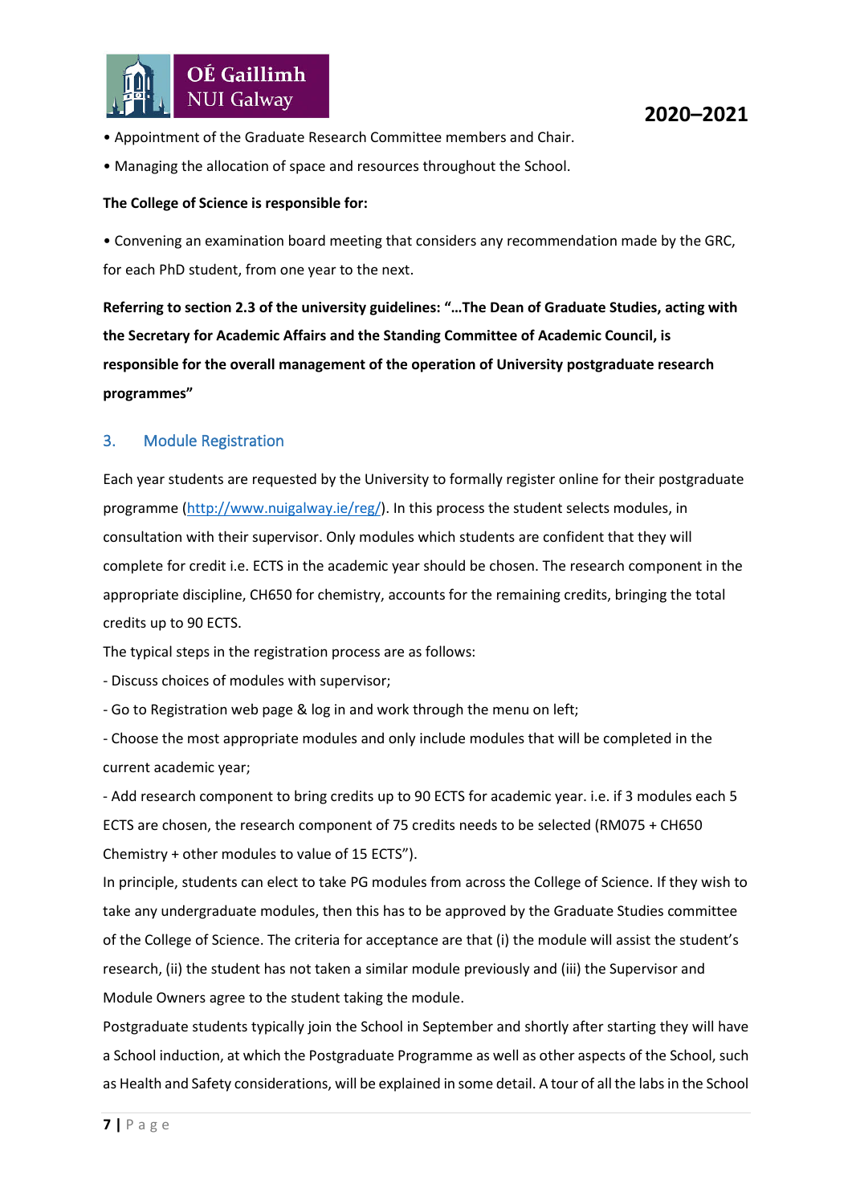- Appointment of the Graduate Research Committee members and Chair.
- Managing the allocation of space and resources throughout the School.

**The College of Science is responsible for:**

- Convening an examination board meeting that considers any recommendation made by the GRC, for each PhD student, from one year to the next.

**Referring to section 2.3 of the university guidelines: "…The Dean of Graduate Studies, acting with the Secretary for Academic Affairs and the Standing Committee of Academic Council, is responsible for the overall management of the operation of University postgraduate research programmes"**

## 3. Module Registration

Each year students are requested by the University to formally register online for their postgraduate programme (http://www.nuigalway.ie/reg/). In this process the student selects modules, in consultation with their supervisor. Only modules which students are confident that they will complete for credit i.e. ECTS in the academic year should be chosen. The research component in the appropriate discipline, CH650 for chemistry, accounts for the remaining credits, bringing the total credits up to 90 ECTS.

The typical steps in the registration process are as follows:

- Discuss choices of modules with supervisor;
- Go to Registration web page & log in and work through the menu on left;
- Choose the most appropriate modules and only include modules that will be completed in the current academic year;
- Add research component to bring credits up to 90 ECTS for academic year. i.e. if 3 modules each 5 ECTS are chosen, the research component of 75 credits needs to be selected (RM075 + CH650 Chemistry + other modules to value of 15 ECTS").

In principle, students can elect to take PG modules from across the College of Science. If they wish to take any undergraduate modules, then this has to be approved by the Graduate Studies committee of the College of Science. The criteria for acceptance are that (i) the module will assist the student's research, (ii) the student has not taken a similar module previously and (iii) the Supervisor and Module Owners agree to the student taking the module.

Postgraduate students typically join the School in September and shortly after starting they will have a School induction, at which the Postgraduate Programme as well as other aspects of the School, such as Health and Safety considerations, will be explained in some detail. A tour of all the labs in the School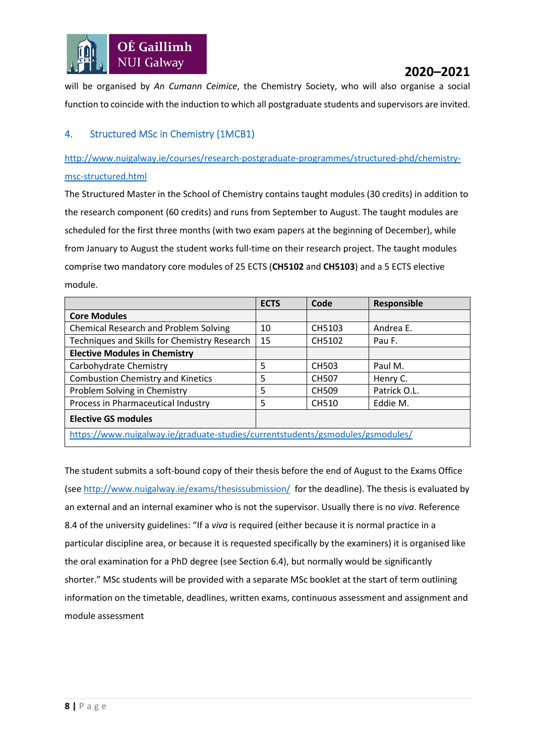will be organised by *An Cumann Ceimice*, the Chemistry Society, who will also organise a social function to coincide with the induction to which all postgraduate students and supervisors are invited.

## 4. Structured MSc in Chemistry (1MCB1)

http://www.nuigalway.ie/courses/research-postgraduate-programmes/structured-phd/chemistry-msc-structured.html

The Structured Master in the School of Chemistry contains taught modules (30 credits) in addition to the research component (60 credits) and runs from September to August. The taught modules are scheduled for the first three months (with two exam papers at the beginning of December), while from January to August the student works full-time on their research project. The taught modules comprise two mandatory core modules of 25 ECTS (**CH5102** and **CH5103**) and a 5 ECTS elective module.

| | ECTS | Code | Responsible |
|---|---|---|---|
| **Core Modules** | | | |
| Chemical Research and Problem Solving | 10 | CH5103 | Andrea E. |
| Techniques and Skills for Chemistry Research | 15 | CH5102 | Pau F. |
| **Elective Modules in Chemistry** | | | |
| Carbohydrate Chemistry | 5 | CH503 | Paul M. |
| Combustion Chemistry and Kinetics | 5 | CH507 | Henry C. |
| Problem Solving in Chemistry | 5 | CH509 | Patrick O.L. |
| Process in Pharmaceutical Industry | 5 | CH510 | Eddie M. |
| **Elective GS modules** | | | |
| https://www.nuigalway.ie/graduate-studies/currentstudents/gsmodules/gsmodules/ | | | |

The student submits a soft-bound copy of their thesis before the end of August to the Exams Office (see http://www.nuigalway.ie/exams/thesissubmission/ for the deadline). The thesis is evaluated by an external and an internal examiner who is not the supervisor. Usually there is no *viva*. Reference 8.4 of the university guidelines: "If a *viva* is required (either because it is normal practice in a particular discipline area, or because it is requested specifically by the examiners) it is organised like the oral examination for a PhD degree (see Section 6.4), but normally would be significantly shorter." MSc students will be provided with a separate MSc booklet at the start of term outlining information on the timetable, deadlines, written exams, continuous assessment and assignment and module assessment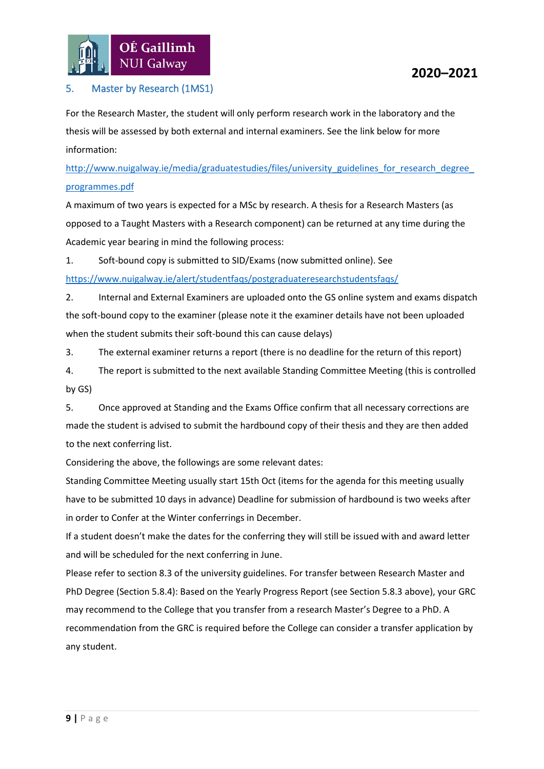## 5. Master by Research (1MS1)

For the Research Master, the student will only perform research work in the laboratory and the thesis will be assessed by both external and internal examiners. See the link below for more information:

http://www.nuigalway.ie/media/graduatestudies/files/university_guidelines_for_research_degree_programmes.pdf

A maximum of two years is expected for a MSc by research. A thesis for a Research Masters (as opposed to a Taught Masters with a Research component) can be returned at any time during the Academic year bearing in mind the following process:

1. Soft-bound copy is submitted to SID/Exams (now submitted online). See https://www.nuigalway.ie/alert/studentfaqs/postgraduateresearchstudentsfaqs/
2. Internal and External Examiners are uploaded onto the GS online system and exams dispatch the soft-bound copy to the examiner (please note it the examiner details have not been uploaded when the student submits their soft-bound this can cause delays)
3. The external examiner returns a report (there is no deadline for the return of this report)
4. The report is submitted to the next available Standing Committee Meeting (this is controlled by GS)
5. Once approved at Standing and the Exams Office confirm that all necessary corrections are made the student is advised to submit the hardbound copy of their thesis and they are then added to the next conferring list.

Considering the above, the followings are some relevant dates:

Standing Committee Meeting usually start 15th Oct (items for the agenda for this meeting usually have to be submitted 10 days in advance) Deadline for submission of hardbound is two weeks after in order to Confer at the Winter conferrings in December.

If a student doesn't make the dates for the conferring they will still be issued with and award letter and will be scheduled for the next conferring in June.

Please refer to section 8.3 of the university guidelines. For transfer between Research Master and PhD Degree (Section 5.8.4): Based on the Yearly Progress Report (see Section 5.8.3 above), your GRC may recommend to the College that you transfer from a research Master's Degree to a PhD. A recommendation from the GRC is required before the College can consider a transfer application by any student.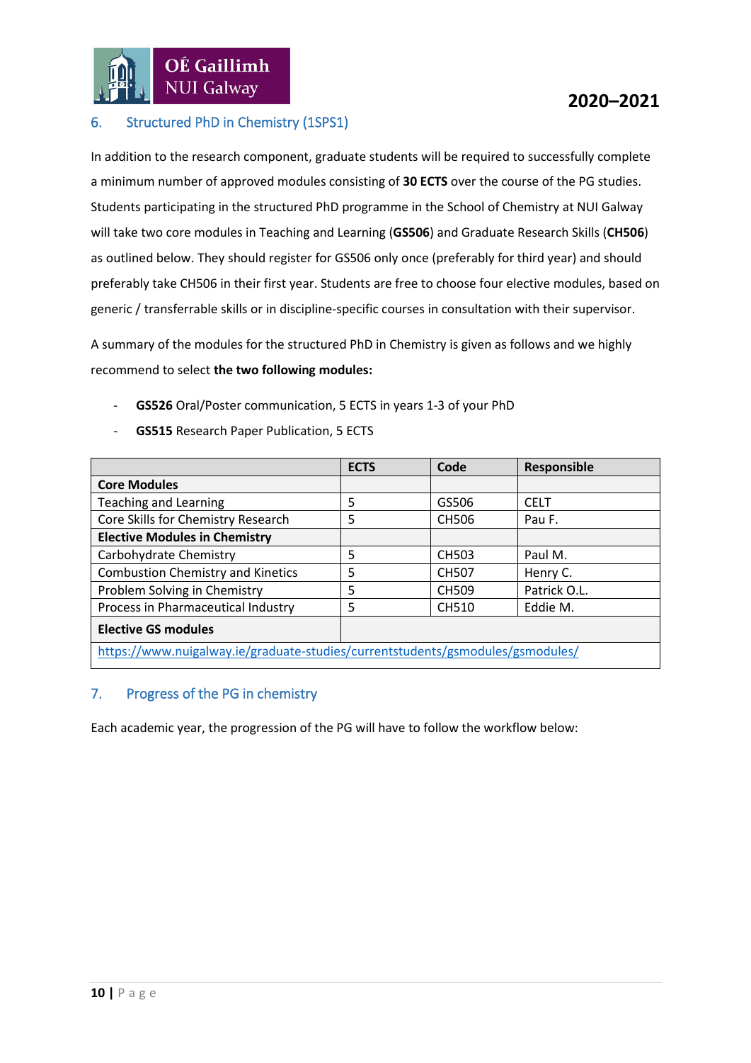## 6. Structured PhD in Chemistry (1SPS1)

In addition to the research component, graduate students will be required to successfully complete a minimum number of approved modules consisting of **30 ECTS** over the course of the PG studies. Students participating in the structured PhD programme in the School of Chemistry at NUI Galway will take two core modules in Teaching and Learning (**GS506**) and Graduate Research Skills (**CH506**) as outlined below. They should register for GS506 only once (preferably for third year) and should preferably take CH506 in their first year. Students are free to choose four elective modules, based on generic / transferrable skills or in discipline-specific courses in consultation with their supervisor.

A summary of the modules for the structured PhD in Chemistry is given as follows and we highly recommend to select **the two following modules:**

- **GS526** Oral/Poster communication, 5 ECTS in years 1-3 of your PhD
- **GS515** Research Paper Publication, 5 ECTS

| | ECTS | Code | Responsible |
|---|---|---|---|
| **Core Modules** | | | |
| Teaching and Learning | 5 | GS506 | CELT |
| Core Skills for Chemistry Research | 5 | CH506 | Pau F. |
| **Elective Modules in Chemistry** | | | |
| Carbohydrate Chemistry | 5 | CH503 | Paul M. |
| Combustion Chemistry and Kinetics | 5 | CH507 | Henry C. |
| Problem Solving in Chemistry | 5 | CH509 | Patrick O.L. |
| Process in Pharmaceutical Industry | 5 | CH510 | Eddie M. |
| **Elective GS modules** | | | |
| https://www.nuigalway.ie/graduate-studies/currentstudents/gsmodules/gsmodules/ | | | |

## 7. Progress of the PG in chemistry

Each academic year, the progression of the PG will have to follow the workflow below: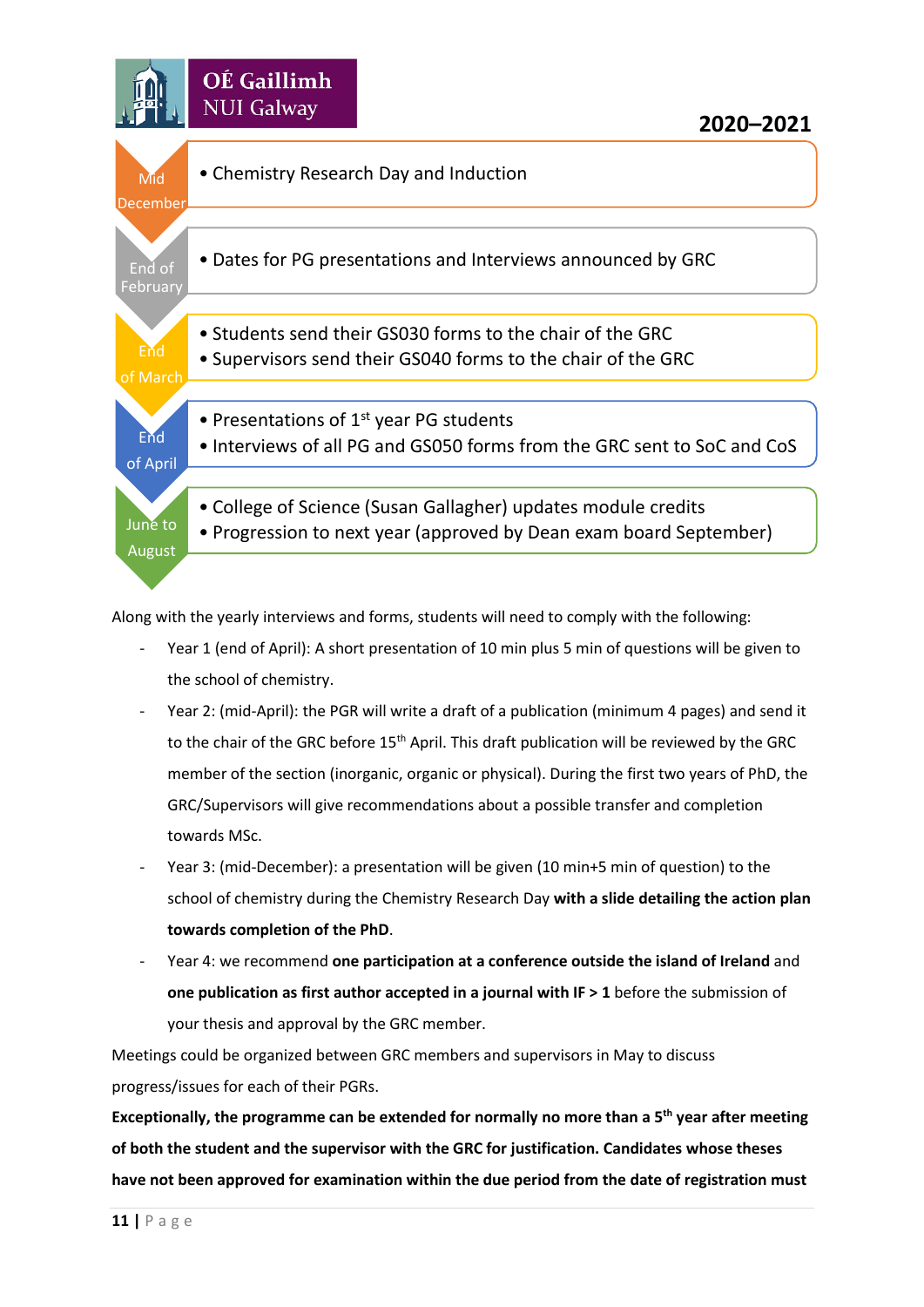**2020–2021**

| Period | Activities |
|---|---|
| Mid December | • Chemistry Research Day and Induction |
| End of February | • Dates for PG presentations and Interviews announced by GRC |
| End of March | • Students send their GS030 forms to the chair of the GRC<br>• Supervisors send their GS040 forms to the chair of the GRC |
| End of April | • Presentations of 1st year PG students<br>• Interviews of all PG and GS050 forms from the GRC sent to SoC and CoS |
| June to August | • College of Science (Susan Gallagher) updates module credits<br>• Progression to next year (approved by Dean exam board September) |

Along with the yearly interviews and forms, students will need to comply with the following:

- Year 1 (end of April): A short presentation of 10 min plus 5 min of questions will be given to the school of chemistry.
- Year 2: (mid-April): the PGR will write a draft of a publication (minimum 4 pages) and send it to the chair of the GRC before 15th April. This draft publication will be reviewed by the GRC member of the section (inorganic, organic or physical). During the first two years of PhD, the GRC/Supervisors will give recommendations about a possible transfer and completion towards MSc.
- Year 3: (mid-December): a presentation will be given (10 min+5 min of question) to the school of chemistry during the Chemistry Research Day **with a slide detailing the action plan towards completion of the PhD**.
- Year 4: we recommend **one participation at a conference outside the island of Ireland** and **one publication as first author accepted in a journal with IF > 1** before the submission of your thesis and approval by the GRC member.

Meetings could be organized between GRC members and supervisors in May to discuss progress/issues for each of their PGRs.

**Exceptionally, the programme can be extended for normally no more than a 5th year after meeting of both the student and the supervisor with the GRC for justification. Candidates whose theses have not been approved for examination within the due period from the date of registration must**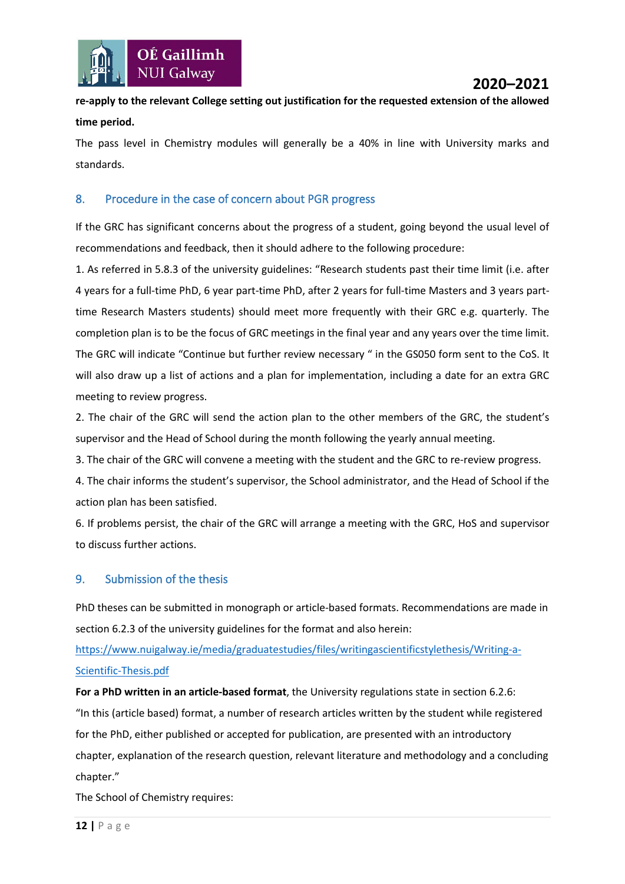**re-apply to the relevant College setting out justification for the requested extension of the allowed time period.**

The pass level in Chemistry modules will generally be a 40% in line with University marks and standards.

## 8. Procedure in the case of concern about PGR progress

If the GRC has significant concerns about the progress of a student, going beyond the usual level of recommendations and feedback, then it should adhere to the following procedure:

1. As referred in 5.8.3 of the university guidelines: "Research students past their time limit (i.e. after 4 years for a full-time PhD, 6 year part-time PhD, after 2 years for full-time Masters and 3 years part-time Research Masters students) should meet more frequently with their GRC e.g. quarterly. The completion plan is to be the focus of GRC meetings in the final year and any years over the time limit. The GRC will indicate "Continue but further review necessary " in the GS050 form sent to the CoS. It will also draw up a list of actions and a plan for implementation, including a date for an extra GRC meeting to review progress.

2. The chair of the GRC will send the action plan to the other members of the GRC, the student's supervisor and the Head of School during the month following the yearly annual meeting.

3. The chair of the GRC will convene a meeting with the student and the GRC to re-review progress.

4. The chair informs the student's supervisor, the School administrator, and the Head of School if the action plan has been satisfied.

6. If problems persist, the chair of the GRC will arrange a meeting with the GRC, HoS and supervisor to discuss further actions.

## 9. Submission of the thesis

PhD theses can be submitted in monograph or article-based formats. Recommendations are made in section 6.2.3 of the university guidelines for the format and also herein:

[https://www.nuigalway.ie/media/graduatestudies/files/writingascientificstylethesis/Writing-a-Scientific-Thesis.pdf](https://www.nuigalway.ie/media/graduatestudies/files/writingascientificstylethesis/Writing-a-Scientific-Thesis.pdf)

**For a PhD written in an article-based format**, the University regulations state in section 6.2.6: "In this (article based) format, a number of research articles written by the student while registered for the PhD, either published or accepted for publication, are presented with an introductory chapter, explanation of the research question, relevant literature and methodology and a concluding chapter."

The School of Chemistry requires: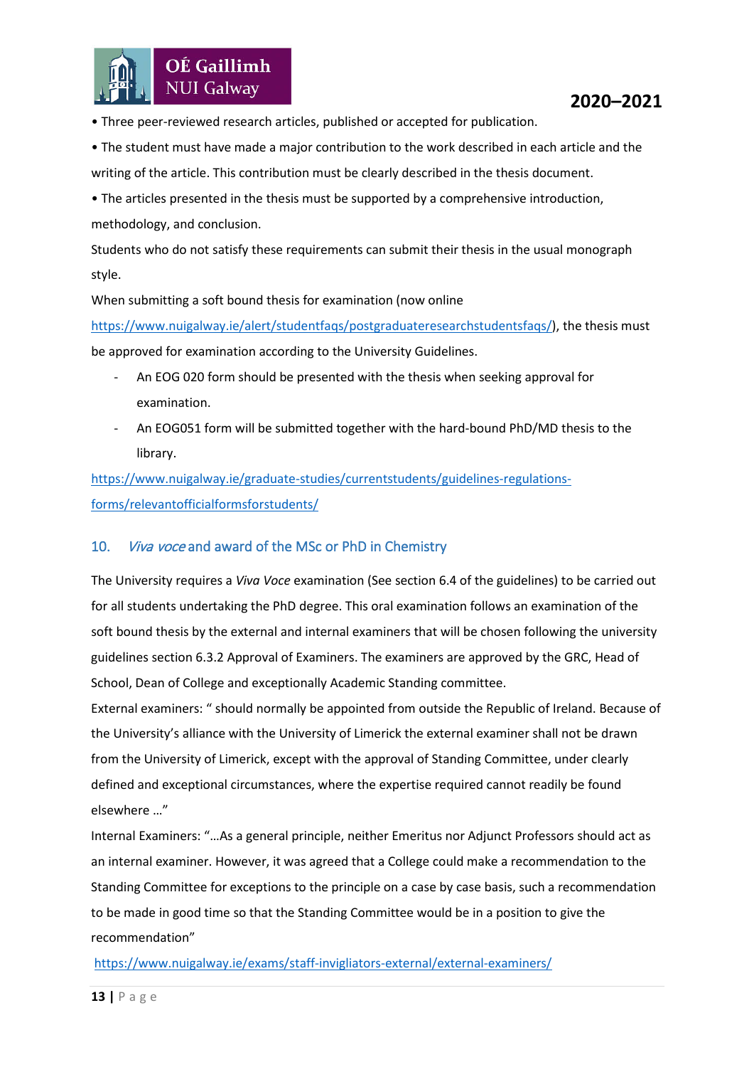• Three peer-reviewed research articles, published or accepted for publication.

• The student must have made a major contribution to the work described in each article and the writing of the article. This contribution must be clearly described in the thesis document.

• The articles presented in the thesis must be supported by a comprehensive introduction, methodology, and conclusion.

Students who do not satisfy these requirements can submit their thesis in the usual monograph style.

When submitting a soft bound thesis for examination (now online https://www.nuigalway.ie/alert/studentfaqs/postgraduateresearchstudentsfaqs/), the thesis must be approved for examination according to the University Guidelines.

- An EOG 020 form should be presented with the thesis when seeking approval for examination.
- An EOG051 form will be submitted together with the hard-bound PhD/MD thesis to the library.

https://www.nuigalway.ie/graduate-studies/currentstudents/guidelines-regulations-forms/relevantofficialformsforstudents/

## 10. *Viva voce* and award of the MSc or PhD in Chemistry

The University requires a *Viva Voce* examination (See section 6.4 of the guidelines) to be carried out for all students undertaking the PhD degree. This oral examination follows an examination of the soft bound thesis by the external and internal examiners that will be chosen following the university guidelines section 6.3.2 Approval of Examiners. The examiners are approved by the GRC, Head of School, Dean of College and exceptionally Academic Standing committee.

External examiners: " should normally be appointed from outside the Republic of Ireland. Because of the University's alliance with the University of Limerick the external examiner shall not be drawn from the University of Limerick, except with the approval of Standing Committee, under clearly defined and exceptional circumstances, where the expertise required cannot readily be found elsewhere …"

Internal Examiners: "…As a general principle, neither Emeritus nor Adjunct Professors should act as an internal examiner. However, it was agreed that a College could make a recommendation to the Standing Committee for exceptions to the principle on a case by case basis, such a recommendation to be made in good time so that the Standing Committee would be in a position to give the recommendation"

https://www.nuigalway.ie/exams/staff-invigliators-external/external-examiners/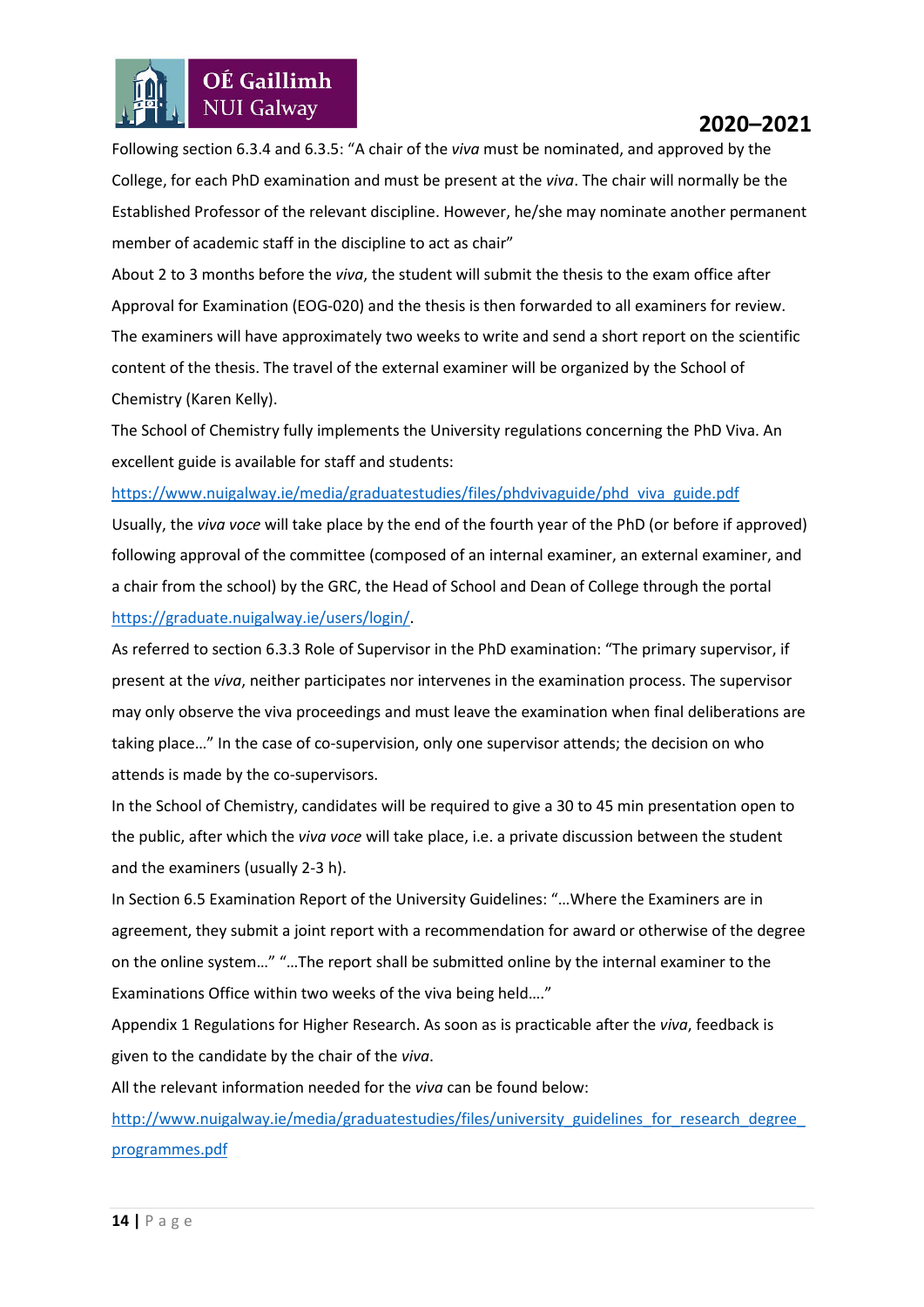Following section 6.3.4 and 6.3.5: "A chair of the *viva* must be nominated, and approved by the College, for each PhD examination and must be present at the *viva*. The chair will normally be the Established Professor of the relevant discipline. However, he/she may nominate another permanent member of academic staff in the discipline to act as chair"

About 2 to 3 months before the *viva*, the student will submit the thesis to the exam office after Approval for Examination (EOG-020) and the thesis is then forwarded to all examiners for review. The examiners will have approximately two weeks to write and send a short report on the scientific content of the thesis. The travel of the external examiner will be organized by the School of Chemistry (Karen Kelly).

The School of Chemistry fully implements the University regulations concerning the PhD Viva. An excellent guide is available for staff and students:

https://www.nuigalway.ie/media/graduatestudies/files/phdvivaguide/phd_viva_guide.pdf

Usually, the *viva voce* will take place by the end of the fourth year of the PhD (or before if approved) following approval of the committee (composed of an internal examiner, an external examiner, and a chair from the school) by the GRC, the Head of School and Dean of College through the portal https://graduate.nuigalway.ie/users/login/.

As referred to section 6.3.3 Role of Supervisor in the PhD examination: "The primary supervisor, if present at the *viva*, neither participates nor intervenes in the examination process. The supervisor may only observe the viva proceedings and must leave the examination when final deliberations are taking place…" In the case of co-supervision, only one supervisor attends; the decision on who attends is made by the co-supervisors.

In the School of Chemistry, candidates will be required to give a 30 to 45 min presentation open to the public, after which the *viva voce* will take place, i.e. a private discussion between the student and the examiners (usually 2-3 h).

In Section 6.5 Examination Report of the University Guidelines: "…Where the Examiners are in agreement, they submit a joint report with a recommendation for award or otherwise of the degree on the online system…" "…The report shall be submitted online by the internal examiner to the Examinations Office within two weeks of the viva being held…."

Appendix 1 Regulations for Higher Research. As soon as is practicable after the *viva*, feedback is given to the candidate by the chair of the *viva*.

All the relevant information needed for the *viva* can be found below:

http://www.nuigalway.ie/media/graduatestudies/files/university_guidelines_for_research_degree_programmes.pdf